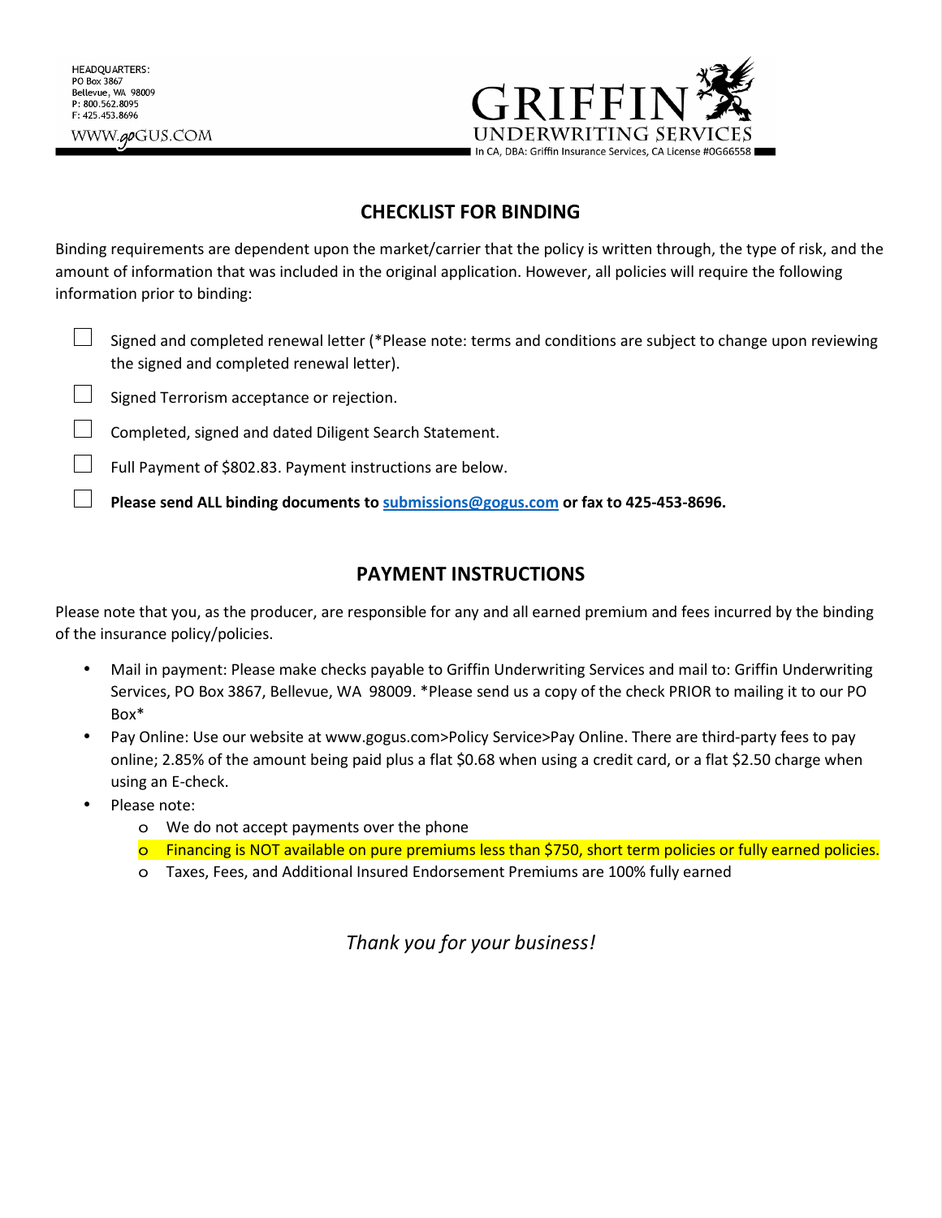HEADQUARTERS:
PO Box 3867
Bellevue, WA 98009
P: 800.562.8095
F: 425.453.8696

WWW.goGUS.COM

GRIFFIN UNDERWRITING SERVICES
In CA, DBA: Griffin Insurance Services, CA License #0G66558

## CHECKLIST FOR BINDING

Binding requirements are dependent upon the market/carrier that the policy is written through, the type of risk, and the amount of information that was included in the original application. However, all policies will require the following information prior to binding:

- [ ] Signed and completed renewal letter (*Please note: terms and conditions are subject to change upon reviewing the signed and completed renewal letter).
- [ ] Signed Terrorism acceptance or rejection.
- [ ] Completed, signed and dated Diligent Search Statement.
- [ ] Full Payment of $802.83. Payment instructions are below.
- [ ] **Please send ALL binding documents to submissions@gogus.com or fax to 425-453-8696.**

## PAYMENT INSTRUCTIONS

Please note that you, as the producer, are responsible for any and all earned premium and fees incurred by the binding of the insurance policy/policies.

- Mail in payment: Please make checks payable to Griffin Underwriting Services and mail to: Griffin Underwriting Services, PO Box 3867, Bellevue, WA 98009. *Please send us a copy of the check PRIOR to mailing it to our PO Box*
- Pay Online: Use our website at www.gogus.com>Policy Service>Pay Online. There are third-party fees to pay online; 2.85% of the amount being paid plus a flat $0.68 when using a credit card, or a flat $2.50 charge when using an E-check.
- Please note:
  - We do not accept payments over the phone
  - Financing is NOT available on pure premiums less than $750, short term policies or fully earned policies.
  - Taxes, Fees, and Additional Insured Endorsement Premiums are 100% fully earned

*Thank you for your business!*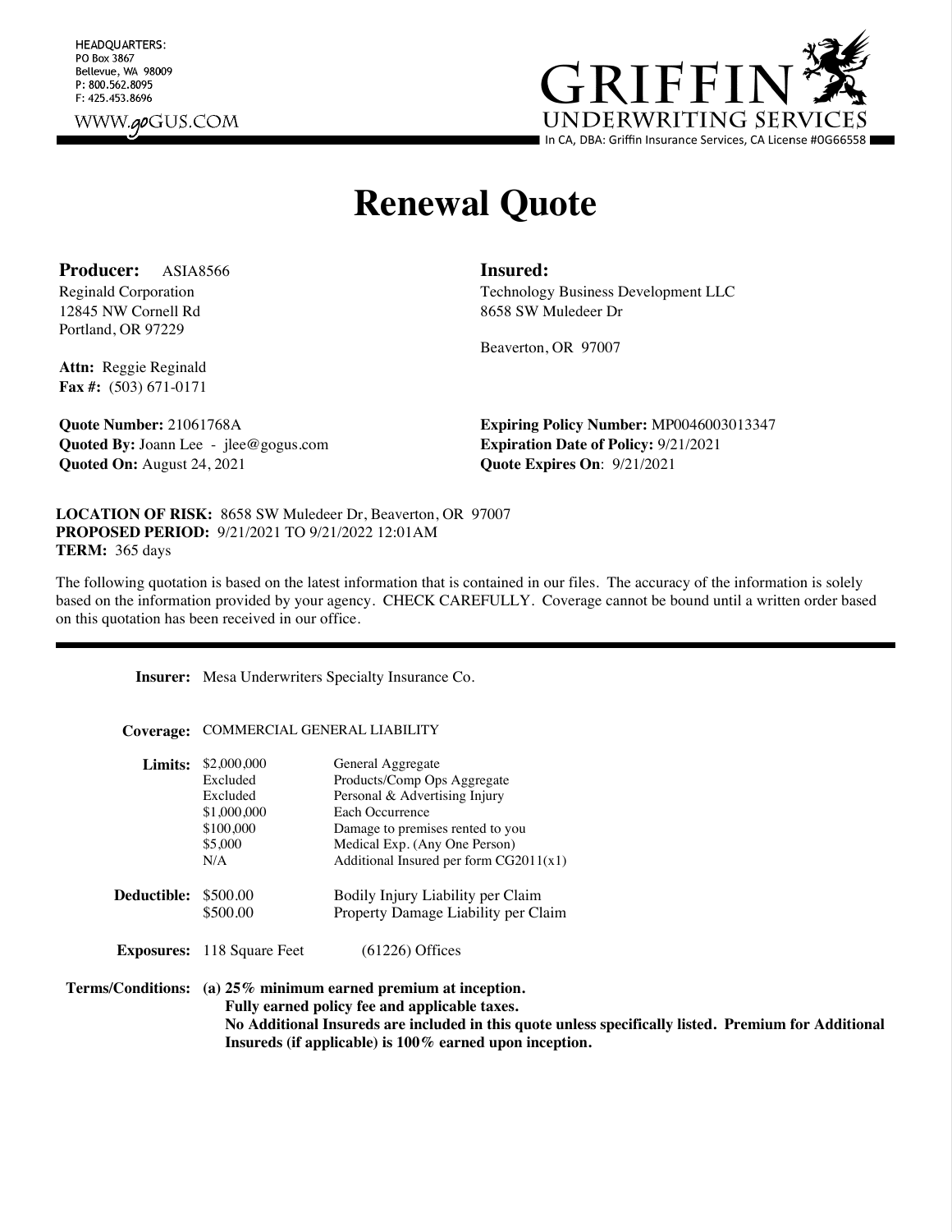HEADQUARTERS:
PO Box 3867
Bellevue, WA 98009
P: 800.562.8095
F: 425.453.8696

WWW.goGUS.COM

**GRIFFIN UNDERWRITING SERVICES**
In CA, DBA: Griffin Insurance Services, CA License #0G66558

# Renewal Quote

**Producer:** ASIA8566
Reginald Corporation
12845 NW Cornell Rd
Portland, OR 97229

**Attn:** Reggie Reginald
**Fax #:** (503) 671-0171

**Insured:**
Technology Business Development LLC
8658 SW Muledeer Dr

Beaverton, OR 97007

**Quote Number:** 21061768A
**Quoted By:** Joann Lee - jlee@gogus.com
**Quoted On:** August 24, 2021

**Expiring Policy Number:** MP0046003013347
**Expiration Date of Policy:** 9/21/2021
**Quote Expires On**: 9/21/2021

**LOCATION OF RISK:** 8658 SW Muledeer Dr, Beaverton, OR 97007
**PROPOSED PERIOD:** 9/21/2021 TO 9/21/2022 12:01AM
**TERM:** 365 days

The following quotation is based on the latest information that is contained in our files. The accuracy of the information is solely based on the information provided by your agency. CHECK CAREFULLY. Coverage cannot be bound until a written order based on this quotation has been received in our office.

---

**Insurer:** Mesa Underwriters Specialty Insurance Co.

**Coverage:** COMMERCIAL GENERAL LIABILITY

| **Limits:** | $2,000,000 | General Aggregate |
|---|---|---|
| | Excluded | Products/Comp Ops Aggregate |
| | Excluded | Personal & Advertising Injury |
| | $1,000,000 | Each Occurrence |
| | $100,000 | Damage to premises rented to you |
| | $5,000 | Medical Exp. (Any One Person) |
| | N/A | Additional Insured per form CG2011(x1) |
| **Deductible:** | $500.00 | Bodily Injury Liability per Claim |
| | $500.00 | Property Damage Liability per Claim |
| **Exposures:** | 118 Square Feet | (61226) Offices |

**Terms/Conditions:** **(a) 25% minimum earned premium at inception.**
**Fully earned policy fee and applicable taxes.**
**No Additional Insureds are included in this quote unless specifically listed. Premium for Additional Insureds (if applicable) is 100% earned upon inception.**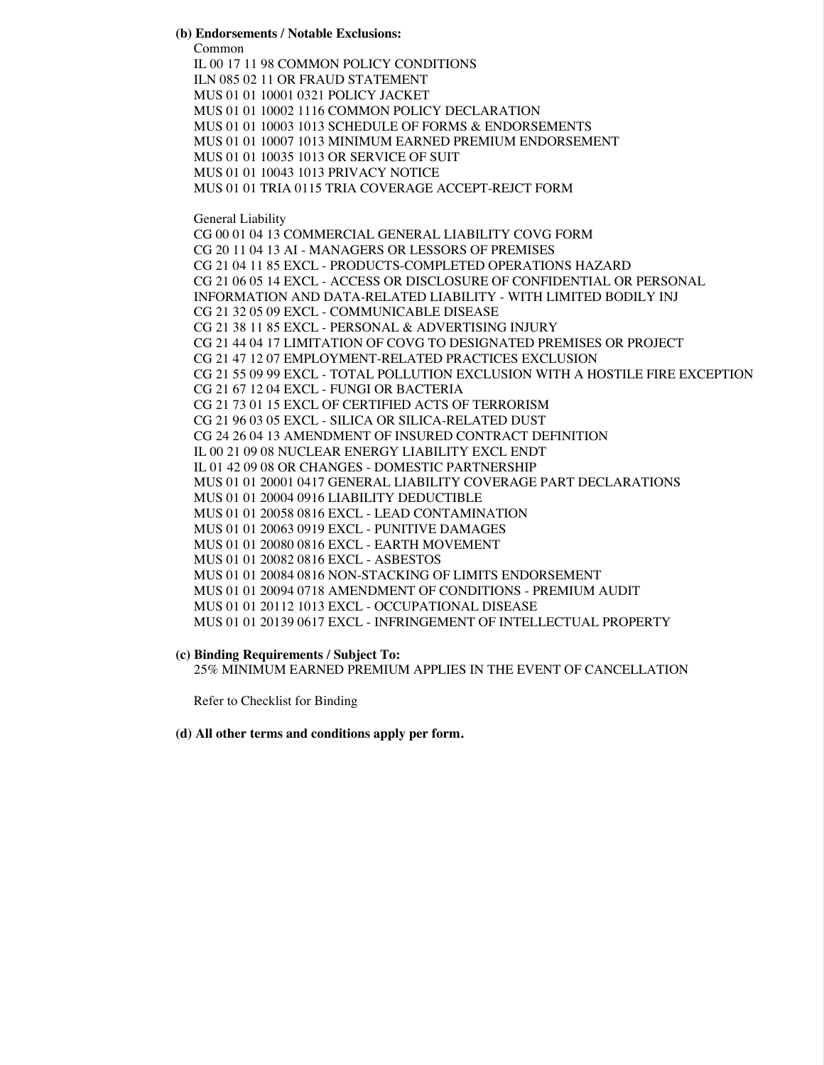**(b) Endorsements / Notable Exclusions:**

Common

IL 00 17 11 98 COMMON POLICY CONDITIONS
ILN 085 02 11 OR FRAUD STATEMENT
MUS 01 01 10001 0321 POLICY JACKET
MUS 01 01 10002 1116 COMMON POLICY DECLARATION
MUS 01 01 10003 1013 SCHEDULE OF FORMS & ENDORSEMENTS
MUS 01 01 10007 1013 MINIMUM EARNED PREMIUM ENDORSEMENT
MUS 01 01 10035 1013 OR SERVICE OF SUIT
MUS 01 01 10043 1013 PRIVACY NOTICE
MUS 01 01 TRIA 0115 TRIA COVERAGE ACCEPT-REJCT FORM

General Liability

CG 00 01 04 13 COMMERCIAL GENERAL LIABILITY COVG FORM
CG 20 11 04 13 AI - MANAGERS OR LESSORS OF PREMISES
CG 21 04 11 85 EXCL - PRODUCTS-COMPLETED OPERATIONS HAZARD
CG 21 06 05 14 EXCL - ACCESS OR DISCLOSURE OF CONFIDENTIAL OR PERSONAL INFORMATION AND DATA-RELATED LIABILITY - WITH LIMITED BODILY INJ
CG 21 32 05 09 EXCL - COMMUNICABLE DISEASE
CG 21 38 11 85 EXCL - PERSONAL & ADVERTISING INJURY
CG 21 44 04 17 LIMITATION OF COVG TO DESIGNATED PREMISES OR PROJECT
CG 21 47 12 07 EMPLOYMENT-RELATED PRACTICES EXCLUSION
CG 21 55 09 99 EXCL - TOTAL POLLUTION EXCLUSION WITH A HOSTILE FIRE EXCEPTION
CG 21 67 12 04 EXCL - FUNGI OR BACTERIA
CG 21 73 01 15 EXCL OF CERTIFIED ACTS OF TERRORISM
CG 21 96 03 05 EXCL - SILICA OR SILICA-RELATED DUST
CG 24 26 04 13 AMENDMENT OF INSURED CONTRACT DEFINITION
IL 00 21 09 08 NUCLEAR ENERGY LIABILITY EXCL ENDT
IL 01 42 09 08 OR CHANGES - DOMESTIC PARTNERSHIP
MUS 01 01 20001 0417 GENERAL LIABILITY COVERAGE PART DECLARATIONS
MUS 01 01 20004 0916 LIABILITY DEDUCTIBLE
MUS 01 01 20058 0816 EXCL - LEAD CONTAMINATION
MUS 01 01 20063 0919 EXCL - PUNITIVE DAMAGES
MUS 01 01 20080 0816 EXCL - EARTH MOVEMENT
MUS 01 01 20082 0816 EXCL - ASBESTOS
MUS 01 01 20084 0816 NON-STACKING OF LIMITS ENDORSEMENT
MUS 01 01 20094 0718 AMENDMENT OF CONDITIONS - PREMIUM AUDIT
MUS 01 01 20112 1013 EXCL - OCCUPATIONAL DISEASE
MUS 01 01 20139 0617 EXCL - INFRINGEMENT OF INTELLECTUAL PROPERTY

**(c) Binding Requirements / Subject To:**

25% MINIMUM EARNED PREMIUM APPLIES IN THE EVENT OF CANCELLATION

Refer to Checklist for Binding

**(d) All other terms and conditions apply per form.**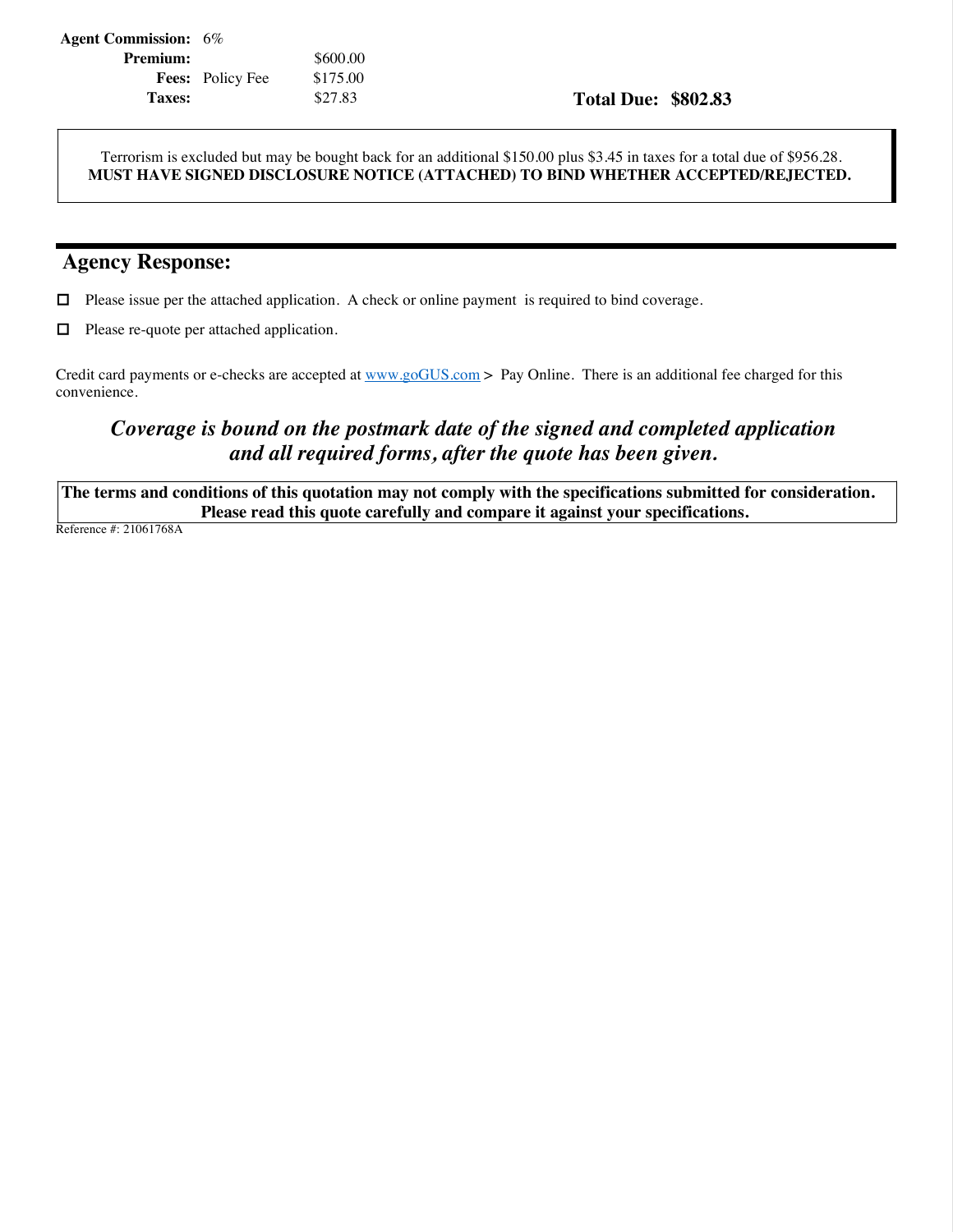| | | | |
|---|---|---|---|
| **Agent Commission:** | 6% | | |
| **Premium:** | | $600.00 | |
| **Fees:** | Policy Fee | $175.00 | |
| **Taxes:** | | $27.83 | **Total Due: $802.83** |

Terrorism is excluded but may be bought back for an additional $150.00 plus $3.45 in taxes for a total due of $956.28.
**MUST HAVE SIGNED DISCLOSURE NOTICE (ATTACHED) TO BIND WHETHER ACCEPTED/REJECTED.**

## Agency Response:

- ☐ Please issue per the attached application. A check or online payment is required to bind coverage.
- ☐ Please re-quote per attached application.

Credit card payments or e-checks are accepted at www.goGUS.com > Pay Online. There is an additional fee charged for this convenience.

***Coverage is bound on the postmark date of the signed and completed application and all required forms, after the quote has been given.***

**The terms and conditions of this quotation may not comply with the specifications submitted for consideration. Please read this quote carefully and compare it against your specifications.**

Reference #: 21061768A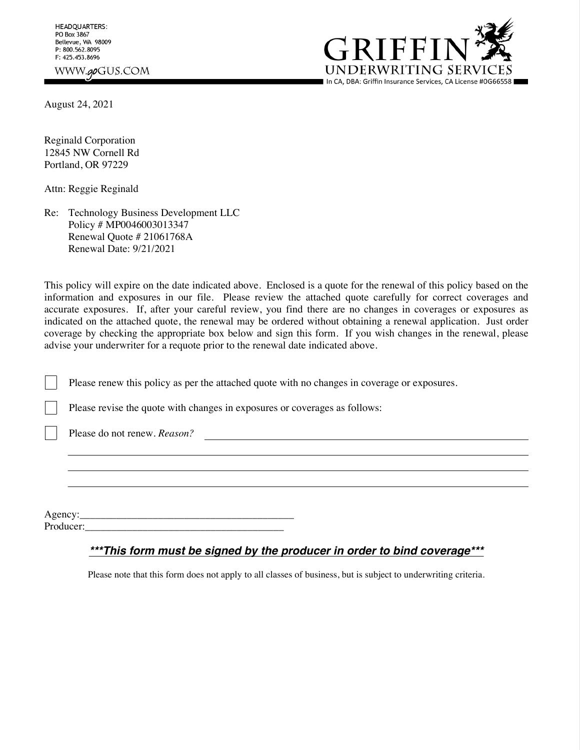HEADQUARTERS:
PO Box 3867
Bellevue, WA 98009
P: 800.562.8095
F: 425.453.8696

WWW.goGUS.COM

# GRIFFIN UNDERWRITING SERVICES

In CA, DBA: Griffin Insurance Services, CA License #0G66558

August 24, 2021

Reginald Corporation
12845 NW Cornell Rd
Portland, OR 97229

Attn: Reggie Reginald

Re: Technology Business Development LLC
Policy # MP0046003013347
Renewal Quote # 21061768A
Renewal Date: 9/21/2021

This policy will expire on the date indicated above. Enclosed is a quote for the renewal of this policy based on the information and exposures in our file. Please review the attached quote carefully for correct coverages and accurate exposures. If, after your careful review, you find there are no changes in coverages or exposures as indicated on the attached quote, the renewal may be ordered without obtaining a renewal application. Just order coverage by checking the appropriate box below and sign this form. If you wish changes in the renewal, please advise your underwriter for a requote prior to the renewal date indicated above.

- [ ] Please renew this policy as per the attached quote with no changes in coverage or exposures.
- [ ] Please revise the quote with changes in exposures or coverages as follows:
- [ ] Please do not renew. *Reason?* ______________________________

______________________________

______________________________

______________________________

Agency:______________________________

Producer:______________________________

***This form must be signed by the producer in order to bind coverage***

Please note that this form does not apply to all classes of business, but is subject to underwriting criteria.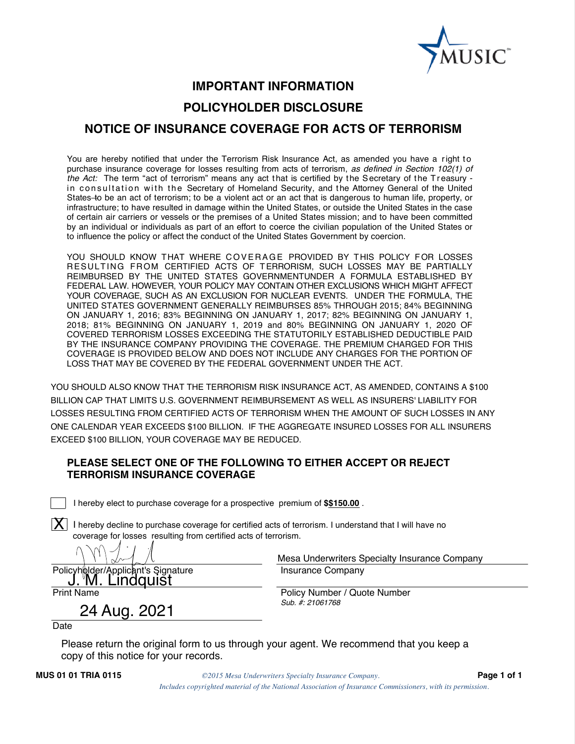MUSIC

# IMPORTANT INFORMATION

## POLICYHOLDER DISCLOSURE

## NOTICE OF INSURANCE COVERAGE FOR ACTS OF TERRORISM

You are hereby notified that under the Terrorism Risk Insurance Act, as amended you have a right to purchase insurance coverage for losses resulting from acts of terrorism, *as defined in Section 102(1) of the Act:* The term "act of terrorism" means any act that is certified by the Secretary of the Treasury - in consultation with the Secretary of Homeland Security, and the Attorney General of the United States ~~to~~ be an act of terrorism; to be a violent act or an act that is dangerous to human life, property, or infrastructure; to have resulted in damage within the United States, or outside the United States in the case of certain air carriers or vessels or the premises of a United States mission; and to have been committed by an individual or individuals as part of an effort to coerce the civilian population of the United States or to influence the policy or affect the conduct of the United States Government by coercion.

YOU SHOULD KNOW THAT WHERE COVERAGE PROVIDED BY THIS POLICY FOR LOSSES RESULTING FROM CERTIFIED ACTS OF TERRORISM, SUCH LOSSES MAY BE PARTIALLY REIMBURSED BY THE UNITED STATES GOVERNMENTUNDER A FORMULA ESTABLISHED BY FEDERAL LAW. HOWEVER, YOUR POLICY MAY CONTAIN OTHER EXCLUSIONS WHICH MIGHT AFFECT YOUR COVERAGE, SUCH AS AN EXCLUSION FOR NUCLEAR EVENTS. UNDER THE FORMULA, THE UNITED STATES GOVERNMENT GENERALLY REIMBURSES 85% THROUGH 2015; 84% BEGINNING ON JANUARY 1, 2016; 83% BEGINNING ON JANUARY 1, 2017; 82% BEGINNING ON JANUARY 1, 2018; 81% BEGINNING ON JANUARY 1, 2019 and 80% BEGINNING ON JANUARY 1, 2020 OF COVERED TERRORISM LOSSES EXCEEDING THE STATUTORILY ESTABLISHED DEDUCTIBLE PAID BY THE INSURANCE COMPANY PROVIDING THE COVERAGE. THE PREMIUM CHARGED FOR THIS COVERAGE IS PROVIDED BELOW AND DOES NOT INCLUDE ANY CHARGES FOR THE PORTION OF LOSS THAT MAY BE COVERED BY THE FEDERAL GOVERNMENT UNDER THE ACT.

YOU SHOULD ALSO KNOW THAT THE TERRORISM RISK INSURANCE ACT, AS AMENDED, CONTAINS A $100 BILLION CAP THAT LIMITS U.S. GOVERNMENT REIMBURSEMENT AS WELL AS INSURERS' LIABILITY FOR LOSSES RESULTING FROM CERTIFIED ACTS OF TERRORISM WHEN THE AMOUNT OF SUCH LOSSES IN ANY ONE CALENDAR YEAR EXCEEDS $100 BILLION. IF THE AGGREGATE INSURED LOSSES FOR ALL INSURERS EXCEED $100 BILLION, YOUR COVERAGE MAY BE REDUCED.

**PLEASE SELECT ONE OF THE FOLLOWING TO EITHER ACCEPT OR REJECT TERRORISM INSURANCE COVERAGE**

[ ] I hereby elect to purchase coverage for a prospective premium of **$$150.00** .

[X] I hereby decline to purchase coverage for certified acts of terrorism. I understand that I will have no coverage for losses resulting from certified acts of terrorism.

[Signature]
Policyholder/Applicant's Signature

J. M. Lindquist
Print Name

24 Aug. 2021
Date

Mesa Underwriters Specialty Insurance Company
Insurance Company

*Sub. #: 21061768*
Policy Number / Quote Number

Please return the original form to us through your agent. We recommend that you keep a copy of this notice for your records.

**MUS 01 01 TRIA 0115** *©2015 Mesa Underwriters Specialty Insurance Company.*
*Includes copyrighted material of the National Association of Insurance Commissioners, with its permission.*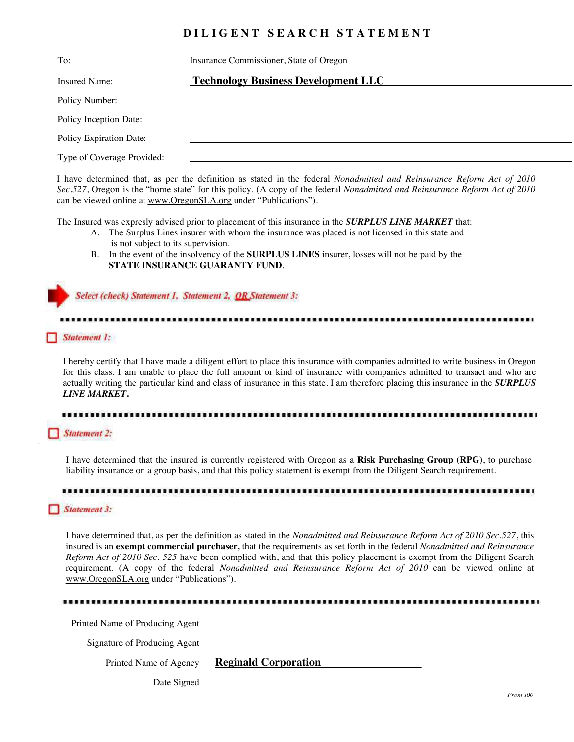# DILIGENT SEARCH STATEMENT

| | |
|---|---|
| To: | Insurance Commissioner, State of Oregon |
| Insured Name: | **Technology Business Development LLC** |
| Policy Number: | |
| Policy Inception Date: | |
| Policy Expiration Date: | |
| Type of Coverage Provided: | |

I have determined that, as per the definition as stated in the federal *Nonadmitted and Reinsurance Reform Act of 2010 Sec.527*, Oregon is the "home state" for this policy. (A copy of the federal *Nonadmitted and Reinsurance Reform Act of 2010* can be viewed online at www.OregonSLA.org under "Publications").

The Insured was expresly advised prior to placement of this insurance in the ***SURPLUS LINE MARKET*** that:

A. The Surplus Lines insurer with whom the insurance was placed is not licensed in this state and is not subject to its supervision.

B. In the event of the insolvency of the **SURPLUS LINES** insurer, losses will not be paid by the **STATE INSURANCE GUARANTY FUND**.

***Select (check) Statement 1, Statement 2, OR Statement 3:***

---

☐ ***Statement 1:***

I hereby certify that I have made a diligent effort to place this insurance with companies admitted to write business in Oregon for this class. I am unable to place the full amount or kind of insurance with companies admitted to transact and who are actually writing the particular kind and class of insurance in this state. I am therefore placing this insurance in the ***SURPLUS LINE MARKET.***

---

☐ ***Statement 2:***

I have determined that the insured is currently registered with Oregon as a **Risk Purchasing Group** (**RPG**), to purchase liability insurance on a group basis, and that this policy statement is exempt from the Diligent Search requirement.

---

☐ ***Statement 3:***

I have determined that, as per the definition as stated in the *Nonadmitted and Reinsurance Reform Act of 2010 Sec.527*, this insured is an **exempt commercial purchaser,** that the requirements as set forth in the federal *Nonadmitted and Reinsurance Reform Act of 2010 Sec. 525* have been complied with, and that this policy placement is exempt from the Diligent Search requirement. (A copy of the federal *Nonadmitted and Reinsurance Reform Act of 2010* can be viewed online at www.OregonSLA.org under "Publications").

---

| | |
|---|---|
| Printed Name of Producing Agent | |
| Signature of Producing Agent | |
| Printed Name of Agency | **Reginald Corporation** |
| Date Signed | |

*From 100*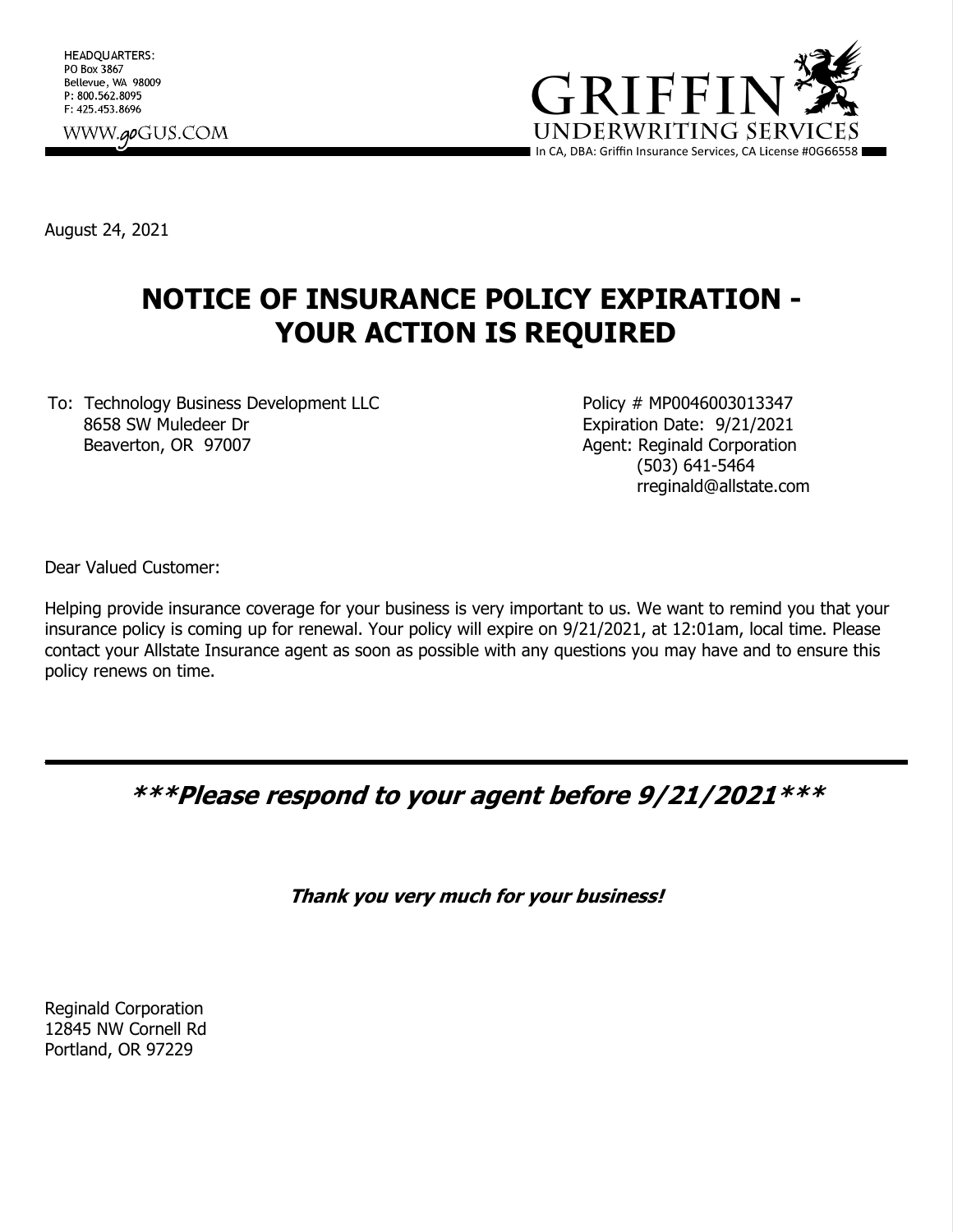HEADQUARTERS:
PO Box 3867
Bellevue, WA 98009
P: 800.562.8095
F: 425.453.8696

WWW.goGUS.COM

GRIFFIN
UNDERWRITING SERVICES
In CA, DBA: Griffin Insurance Services, CA License #0G66558

August 24, 2021

# NOTICE OF INSURANCE POLICY EXPIRATION - YOUR ACTION IS REQUIRED

To: Technology Business Development LLC
8658 SW Muledeer Dr
Beaverton, OR 97007

Policy # MP0046003013347
Expiration Date: 9/21/2021
Agent: Reginald Corporation
(503) 641-5464
rreginald@allstate.com

Dear Valued Customer:

Helping provide insurance coverage for your business is very important to us. We want to remind you that your insurance policy is coming up for renewal. Your policy will expire on 9/21/2021, at 12:01am, local time. Please contact your Allstate Insurance agent as soon as possible with any questions you may have and to ensure this policy renews on time.

---

***\*\*\*Please respond to your agent before 9/21/2021\*\*\****

***Thank you very much for your business!***

Reginald Corporation
12845 NW Cornell Rd
Portland, OR 97229